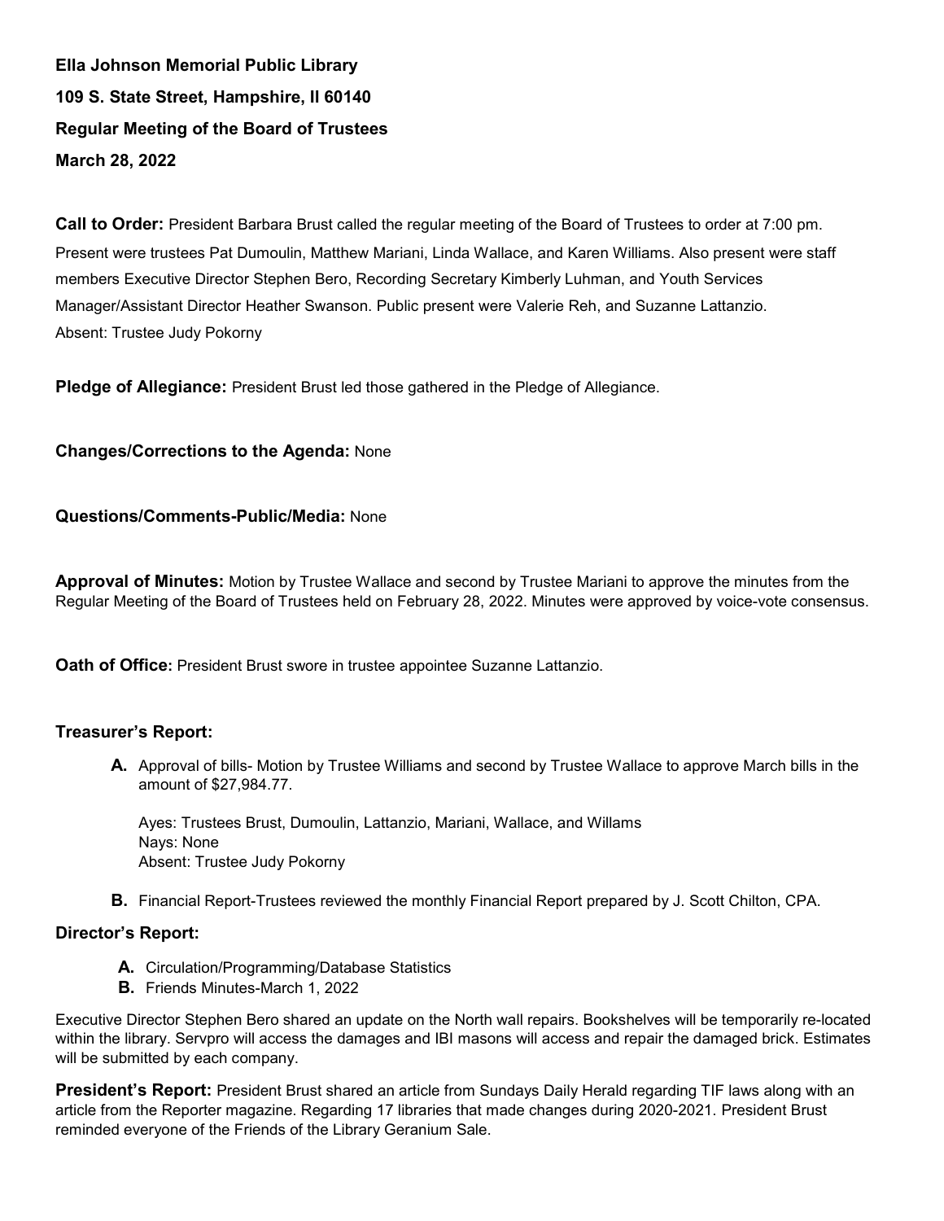**Ella Johnson Memorial Public Library**

**109 S. State Street, Hampshire, Il 60140**

**Regular Meeting of the Board of Trustees**

**March 28, 2022**

**Call to Order:** President Barbara Brust called the regular meeting of the Board of Trustees to order at 7:00 pm. Present were trustees Pat Dumoulin, Matthew Mariani, Linda Wallace, and Karen Williams. Also present were staff members Executive Director Stephen Bero, Recording Secretary Kimberly Luhman, and Youth Services Manager/Assistant Director Heather Swanson. Public present were Valerie Reh, and Suzanne Lattanzio.
Absent: Trustee Judy Pokorny

**Pledge of Allegiance:** President Brust led those gathered in the Pledge of Allegiance.

**Changes/Corrections to the Agenda:** None

**Questions/Comments-Public/Media:** None

**Approval of Minutes:** Motion by Trustee Wallace and second by Trustee Mariani to approve the minutes from the Regular Meeting of the Board of Trustees held on February 28, 2022. Minutes were approved by voice-vote consensus.

**Oath of Office:** President Brust swore in trustee appointee Suzanne Lattanzio.

**Treasurer's Report:**

**A.** Approval of bills- Motion by Trustee Williams and second by Trustee Wallace to approve March bills in the amount of $27,984.77.

Ayes: Trustees Brust, Dumoulin, Lattanzio, Mariani, Wallace, and Willams
Nays: None
Absent: Trustee Judy Pokorny

**B.** Financial Report-Trustees reviewed the monthly Financial Report prepared by J. Scott Chilton, CPA.

**Director's Report:**

**A.** Circulation/Programming/Database Statistics
**B.** Friends Minutes-March 1, 2022

Executive Director Stephen Bero shared an update on the North wall repairs. Bookshelves will be temporarily re-located within the library. Servpro will access the damages and IBI masons will access and repair the damaged brick. Estimates will be submitted by each company.

**President's Report:** President Brust shared an article from Sundays Daily Herald regarding TIF laws along with an article from the Reporter magazine. Regarding 17 libraries that made changes during 2020-2021. President Brust reminded everyone of the Friends of the Library Geranium Sale.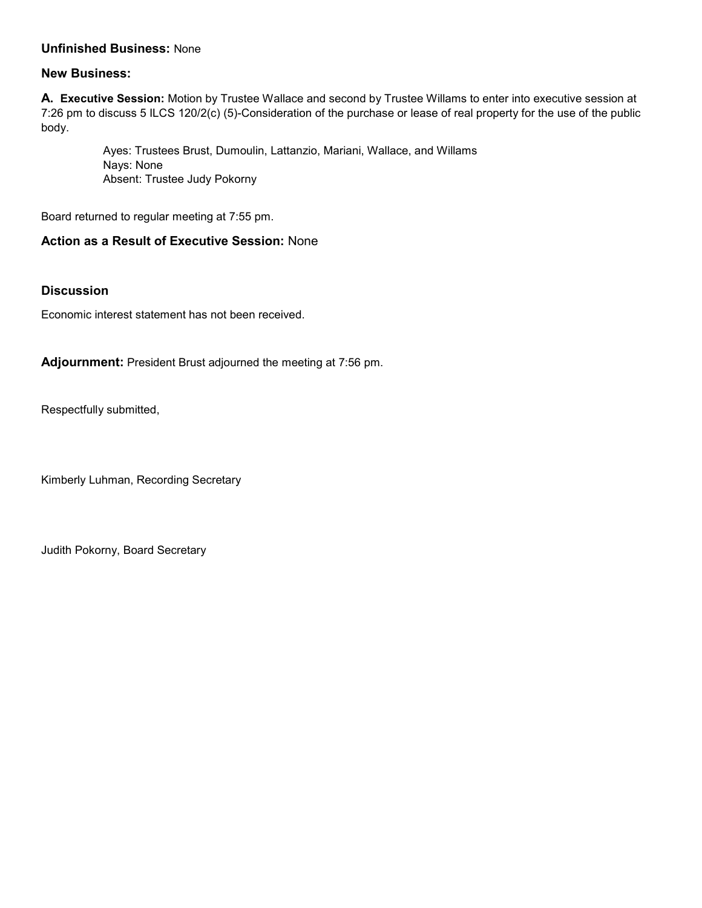**Unfinished Business:** None

**New Business:**

**A. Executive Session:** Motion by Trustee Wallace and second by Trustee Willams to enter into executive session at 7:26 pm to discuss 5 ILCS 120/2(c) (5)-Consideration of the purchase or lease of real property for the use of the public body.

> Ayes: Trustees Brust, Dumoulin, Lattanzio, Mariani, Wallace, and Willams
> Nays: None
> Absent: Trustee Judy Pokorny

Board returned to regular meeting at 7:55 pm.

**Action as a Result of Executive Session:** None

**Discussion**

Economic interest statement has not been received.

**Adjournment:** President Brust adjourned the meeting at 7:56 pm.

Respectfully submitted,

Kimberly Luhman, Recording Secretary

Judith Pokorny, Board Secretary